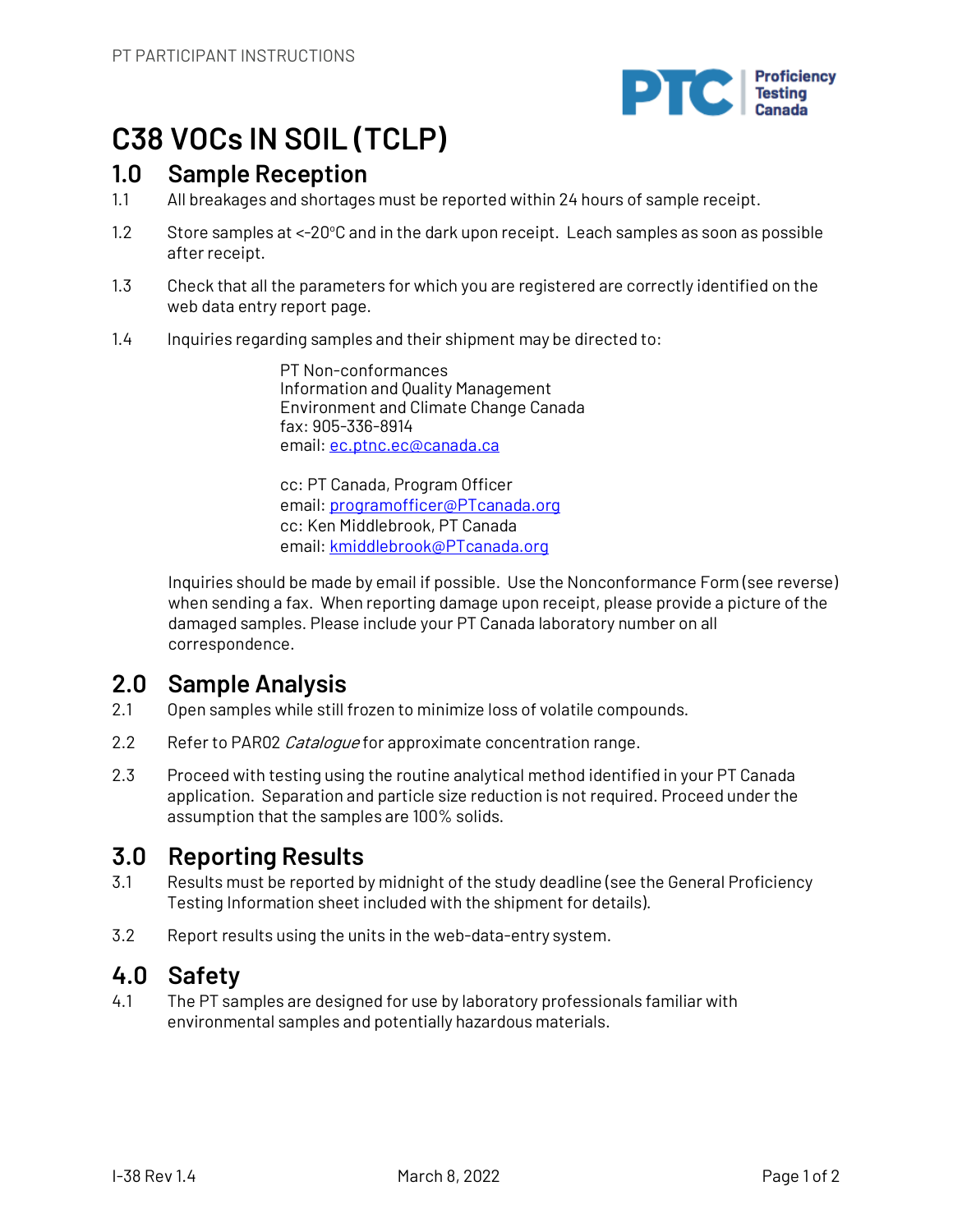# C38 VOCs IN SOIL (TCLP)

## 1.0 Sample Reception

1.1 All breakages and shortages must be reported within 24 hours of sample receipt.

1.2 Store samples at <-20°C and in the dark upon receipt. Leach samples as soon as possible after receipt.

1.3 Check that all the parameters for which you are registered are correctly identified on the web data entry report page.

1.4 Inquiries regarding samples and their shipment may be directed to:

PT Non-conformances
Information and Quality Management
Environment and Climate Change Canada
fax: 905-336-8914
email: ec.ptnc.ec@canada.ca

cc: PT Canada, Program Officer
email: programofficer@PTcanada.org
cc: Ken Middlebrook, PT Canada
email: kmiddlebrook@PTcanada.org

Inquiries should be made by email if possible. Use the Nonconformance Form (see reverse) when sending a fax. When reporting damage upon receipt, please provide a picture of the damaged samples. Please include your PT Canada laboratory number on all correspondence.

## 2.0 Sample Analysis

2.1 Open samples while still frozen to minimize loss of volatile compounds.

2.2 Refer to PAR02 *Catalogue* for approximate concentration range.

2.3 Proceed with testing using the routine analytical method identified in your PT Canada application. Separation and particle size reduction is not required. Proceed under the assumption that the samples are 100% solids.

## 3.0 Reporting Results

3.1 Results must be reported by midnight of the study deadline (see the General Proficiency Testing Information sheet included with the shipment for details).

3.2 Report results using the units in the web-data-entry system.

## 4.0 Safety

4.1 The PT samples are designed for use by laboratory professionals familiar with environmental samples and potentially hazardous materials.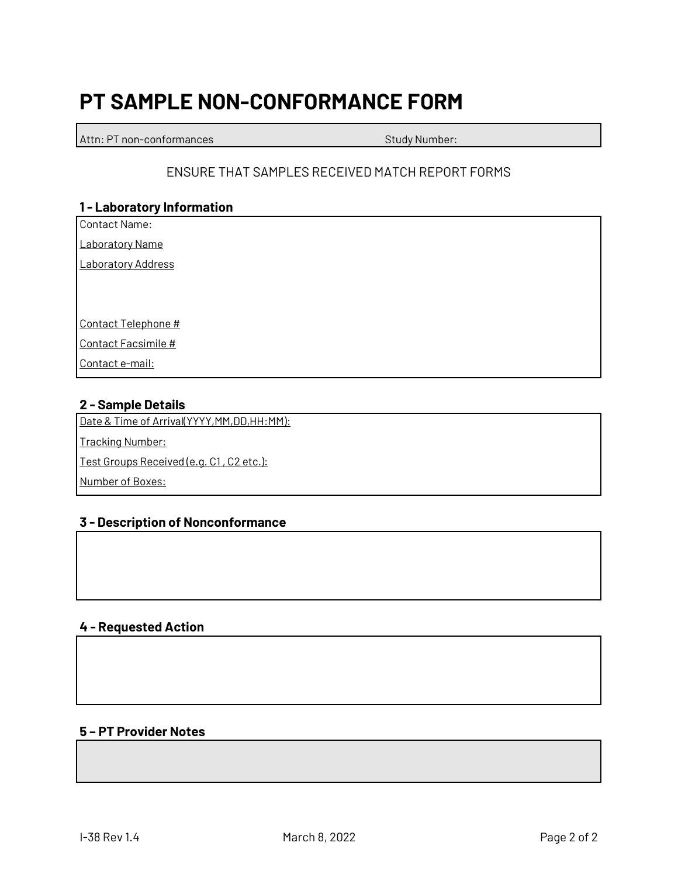# PT SAMPLE NON-CONFORMANCE FORM

Attn: PT non-conformances

Study Number:

ENSURE THAT SAMPLES RECEIVED MATCH REPORT FORMS

## 1 - Laboratory Information

Contact Name:

Laboratory Name

Laboratory Address

Contact Telephone #

Contact Facsimile #

Contact e-mail:

## 2 - Sample Details

Date & Time of Arrival(YYYY,MM,DD,HH:MM):

Tracking Number:

Test Groups Received (e.g. C1 , C2 etc.):

Number of Boxes:

## 3 - Description of Nonconformance

## 4 - Requested Action

## 5 – PT Provider Notes

I-38 Rev 1.4

March 8, 2022